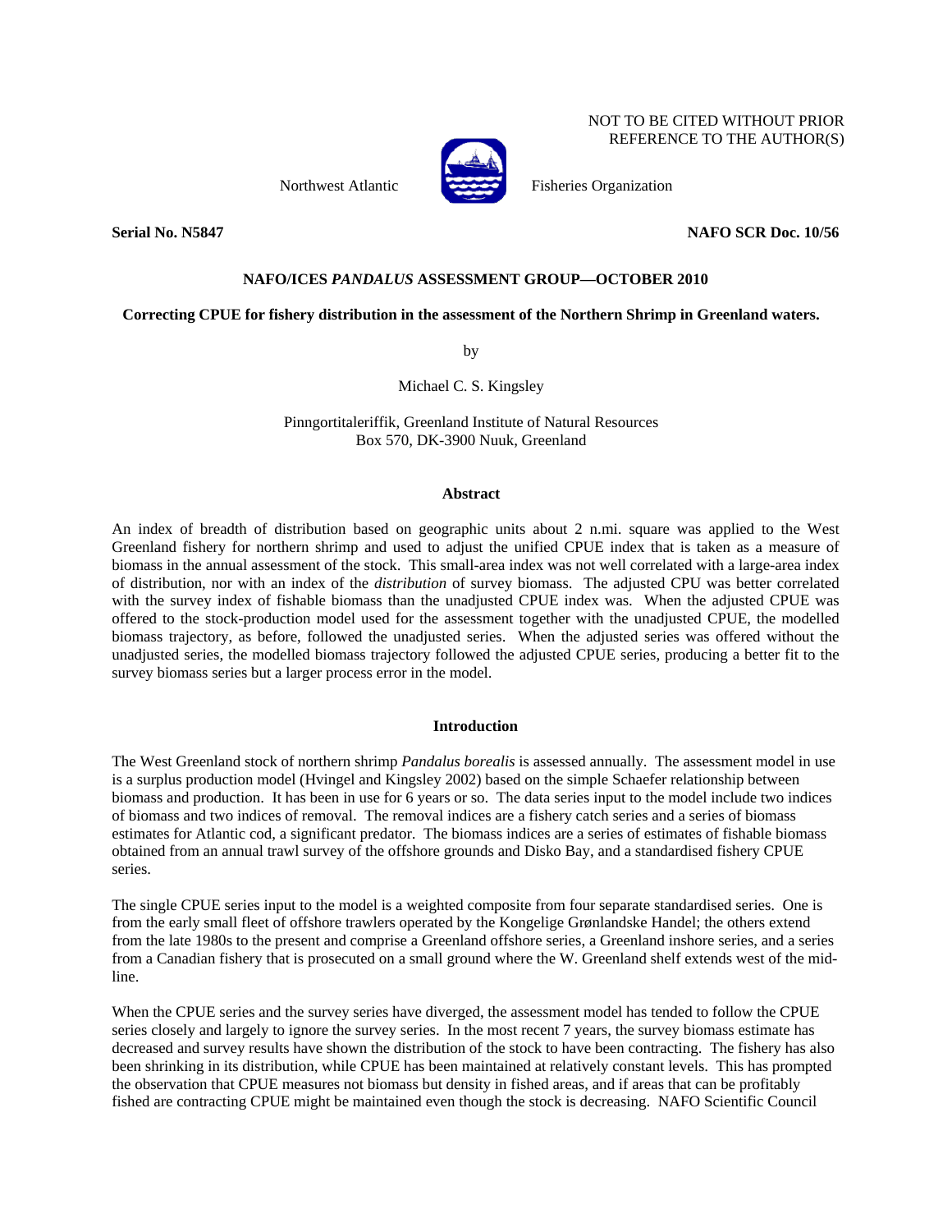NOT TO BE CITED WITHOUT PRIOR REFERENCE TO THE AUTHOR(S)

Northwest Atlantic Fisheries Organization

**Serial No. N5847** **NAFO SCR Doc. 10/56**

**NAFO/ICES *PANDALUS* ASSESSMENT GROUP—OCTOBER 2010**

# Correcting CPUE for fishery distribution in the assessment of the Northern Shrimp in Greenland waters.

by

Michael C. S. Kingsley

Pinngortitaleriffik, Greenland Institute of Natural Resources
Box 570, DK-3900 Nuuk, Greenland

## Abstract

An index of breadth of distribution based on geographic units about 2 n.mi. square was applied to the West Greenland fishery for northern shrimp and used to adjust the unified CPUE index that is taken as a measure of biomass in the annual assessment of the stock. This small-area index was not well correlated with a large-area index of distribution, nor with an index of the *distribution* of survey biomass. The adjusted CPU was better correlated with the survey index of fishable biomass than the unadjusted CPUE index was. When the adjusted CPUE was offered to the stock-production model used for the assessment together with the unadjusted CPUE, the modelled biomass trajectory, as before, followed the unadjusted series. When the adjusted series was offered without the unadjusted series, the modelled biomass trajectory followed the adjusted CPUE series, producing a better fit to the survey biomass series but a larger process error in the model.

## Introduction

The West Greenland stock of northern shrimp *Pandalus borealis* is assessed annually. The assessment model in use is a surplus production model (Hvingel and Kingsley 2002) based on the simple Schaefer relationship between biomass and production. It has been in use for 6 years or so. The data series input to the model include two indices of biomass and two indices of removal. The removal indices are a fishery catch series and a series of biomass estimates for Atlantic cod, a significant predator. The biomass indices are a series of estimates of fishable biomass obtained from an annual trawl survey of the offshore grounds and Disko Bay, and a standardised fishery CPUE series.

The single CPUE series input to the model is a weighted composite from four separate standardised series. One is from the early small fleet of offshore trawlers operated by the Kongelige Grønlandske Handel; the others extend from the late 1980s to the present and comprise a Greenland offshore series, a Greenland inshore series, and a series from a Canadian fishery that is prosecuted on a small ground where the W. Greenland shelf extends west of the mid-line.

When the CPUE series and the survey series have diverged, the assessment model has tended to follow the CPUE series closely and largely to ignore the survey series. In the most recent 7 years, the survey biomass estimate has decreased and survey results have shown the distribution of the stock to have been contracting. The fishery has also been shrinking in its distribution, while CPUE has been maintained at relatively constant levels. This has prompted the observation that CPUE measures not biomass but density in fished areas, and if areas that can be profitably fished are contracting CPUE might be maintained even though the stock is decreasing. NAFO Scientific Council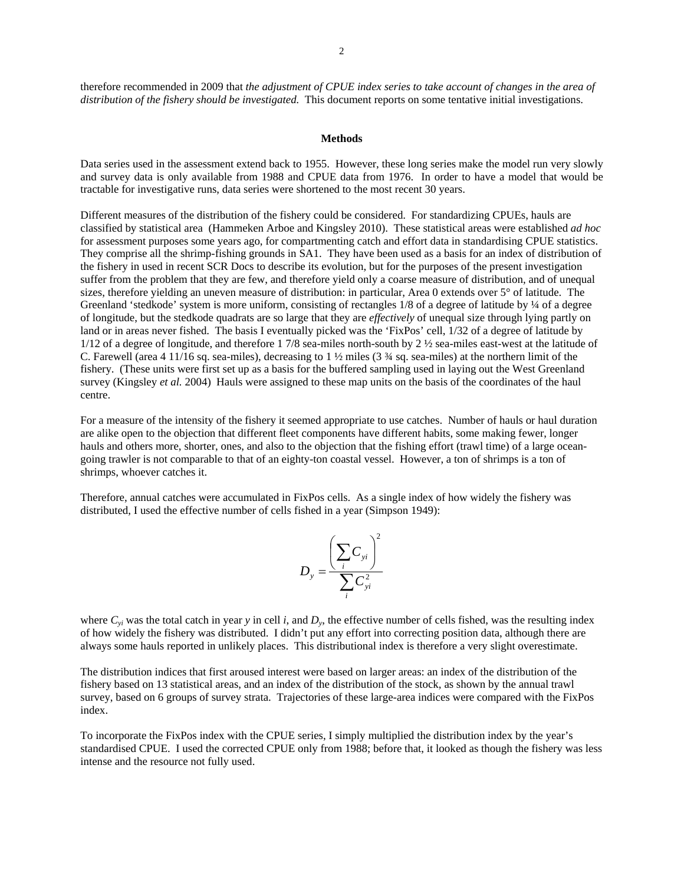therefore recommended in 2009 that *the adjustment of CPUE index series to take account of changes in the area of distribution of the fishery should be investigated.* This document reports on some tentative initial investigations.

## Methods

Data series used in the assessment extend back to 1955. However, these long series make the model run very slowly and survey data is only available from 1988 and CPUE data from 1976. In order to have a model that would be tractable for investigative runs, data series were shortened to the most recent 30 years.

Different measures of the distribution of the fishery could be considered. For standardizing CPUEs, hauls are classified by statistical area (Hammeken Arboe and Kingsley 2010). These statistical areas were established *ad hoc* for assessment purposes some years ago, for compartmenting catch and effort data in standardising CPUE statistics. They comprise all the shrimp-fishing grounds in SA1. They have been used as a basis for an index of distribution of the fishery in used in recent SCR Docs to describe its evolution, but for the purposes of the present investigation suffer from the problem that they are few, and therefore yield only a coarse measure of distribution, and of unequal sizes, therefore yielding an uneven measure of distribution: in particular, Area 0 extends over 5° of latitude. The Greenland 'stedkode' system is more uniform, consisting of rectangles 1/8 of a degree of latitude by ¼ of a degree of longitude, but the stedkode quadrats are so large that they are *effectively* of unequal size through lying partly on land or in areas never fished. The basis I eventually picked was the 'FixPos' cell, 1/32 of a degree of latitude by 1/12 of a degree of longitude, and therefore 1 7/8 sea-miles north-south by 2 ½ sea-miles east-west at the latitude of C. Farewell (area 4 11/16 sq. sea-miles), decreasing to 1 ½ miles (3 ¾ sq. sea-miles) at the northern limit of the fishery. (These units were first set up as a basis for the buffered sampling used in laying out the West Greenland survey (Kingsley *et al.* 2004) Hauls were assigned to these map units on the basis of the coordinates of the haul centre.

For a measure of the intensity of the fishery it seemed appropriate to use catches. Number of hauls or haul duration are alike open to the objection that different fleet components have different habits, some making fewer, longer hauls and others more, shorter, ones, and also to the objection that the fishing effort (trawl time) of a large ocean-going trawler is not comparable to that of an eighty-ton coastal vessel. However, a ton of shrimps is a ton of shrimps, whoever catches it.

Therefore, annual catches were accumulated in FixPos cells. As a single index of how widely the fishery was distributed, I used the effective number of cells fished in a year (Simpson 1949):

$$D_y = \frac{\left(\sum_i C_{yi}\right)^2}{\sum_i C_{yi}^2}$$

where $C_{yi}$ was the total catch in year $y$ in cell $i$, and $D_y$, the effective number of cells fished, was the resulting index of how widely the fishery was distributed. I didn't put any effort into correcting position data, although there are always some hauls reported in unlikely places. This distributional index is therefore a very slight overestimate.

The distribution indices that first aroused interest were based on larger areas: an index of the distribution of the fishery based on 13 statistical areas, and an index of the distribution of the stock, as shown by the annual trawl survey, based on 6 groups of survey strata. Trajectories of these large-area indices were compared with the FixPos index.

To incorporate the FixPos index with the CPUE series, I simply multiplied the distribution index by the year's standardised CPUE. I used the corrected CPUE only from 1988; before that, it looked as though the fishery was less intense and the resource not fully used.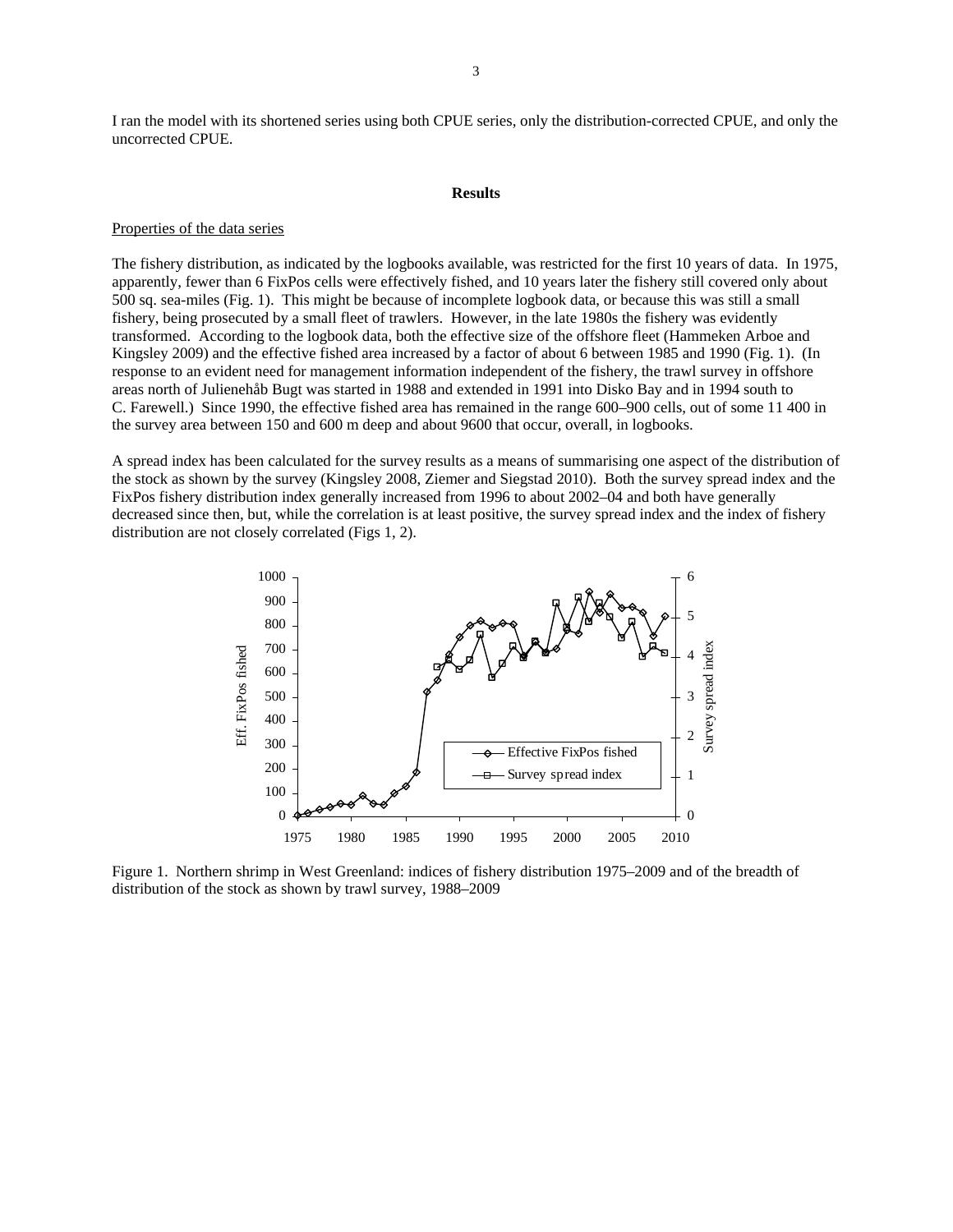I ran the model with its shortened series using both CPUE series, only the distribution-corrected CPUE, and only the uncorrected CPUE.

## Results

Properties of the data series

The fishery distribution, as indicated by the logbooks available, was restricted for the first 10 years of data. In 1975, apparently, fewer than 6 FixPos cells were effectively fished, and 10 years later the fishery still covered only about 500 sq. sea-miles (Fig. 1). This might be because of incomplete logbook data, or because this was still a small fishery, being prosecuted by a small fleet of trawlers. However, in the late 1980s the fishery was evidently transformed. According to the logbook data, both the effective size of the offshore fleet (Hammeken Arboe and Kingsley 2009) and the effective fished area increased by a factor of about 6 between 1985 and 1990 (Fig. 1). (In response to an evident need for management information independent of the fishery, the trawl survey in offshore areas north of Julienehåb Bugt was started in 1988 and extended in 1991 into Disko Bay and in 1994 south to C. Farewell.) Since 1990, the effective fished area has remained in the range 600–900 cells, out of some 11 400 in the survey area between 150 and 600 m deep and about 9600 that occur, overall, in logbooks.

A spread index has been calculated for the survey results as a means of summarising one aspect of the distribution of the stock as shown by the survey (Kingsley 2008, Ziemer and Siegstad 2010). Both the survey spread index and the FixPos fishery distribution index generally increased from 1996 to about 2002–04 and both have generally decreased since then, but, while the correlation is at least positive, the survey spread index and the index of fishery distribution are not closely correlated (Figs 1, 2).

Figure 1. Northern shrimp in West Greenland: indices of fishery distribution 1975–2009 and of the breadth of distribution of the stock as shown by trawl survey, 1988–2009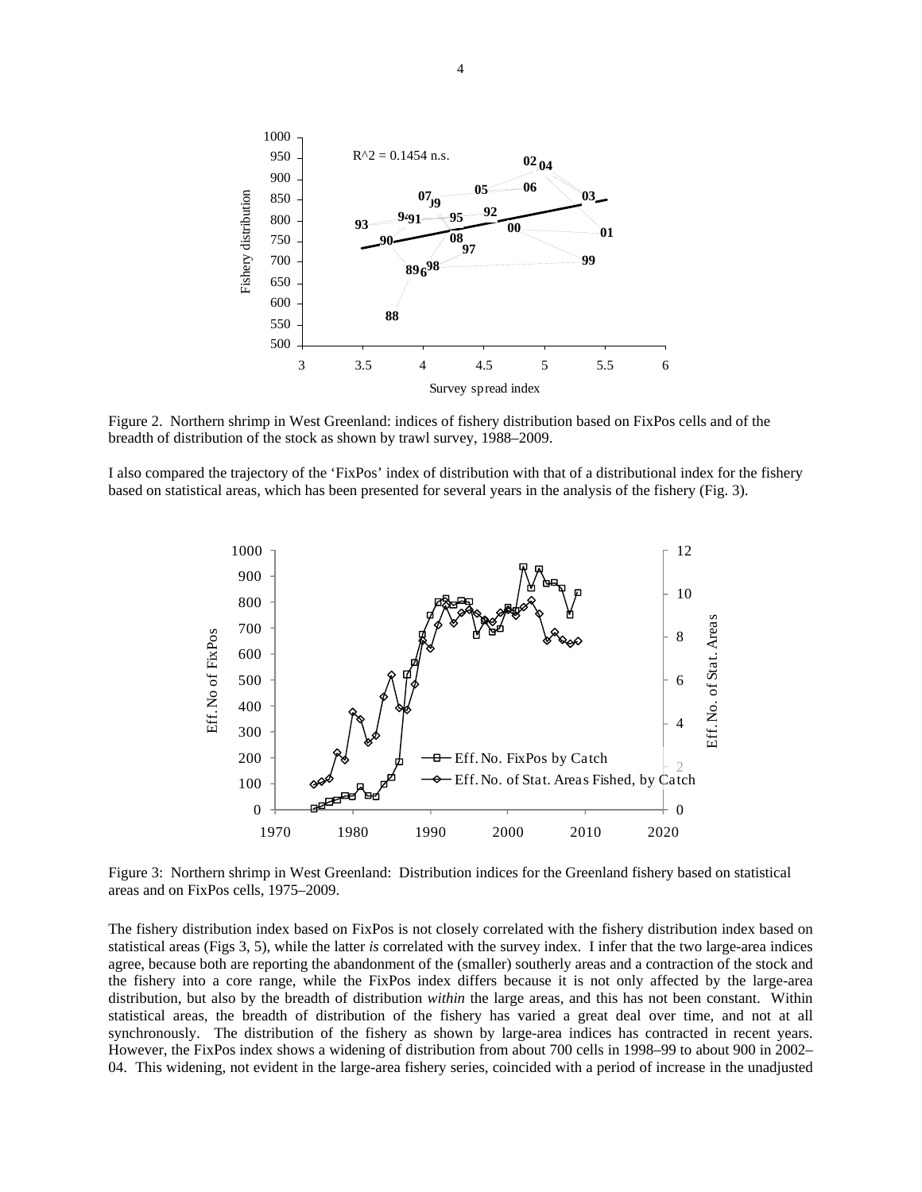Figure 2. Northern shrimp in West Greenland: indices of fishery distribution based on FixPos cells and of the breadth of distribution of the stock as shown by trawl survey, 1988–2009.

I also compared the trajectory of the 'FixPos' index of distribution with that of a distributional index for the fishery based on statistical areas, which has been presented for several years in the analysis of the fishery (Fig. 3).

Figure 3: Northern shrimp in West Greenland: Distribution indices for the Greenland fishery based on statistical areas and on FixPos cells, 1975–2009.

The fishery distribution index based on FixPos is not closely correlated with the fishery distribution index based on statistical areas (Figs 3, 5), while the latter *is* correlated with the survey index. I infer that the two large-area indices agree, because both are reporting the abandonment of the (smaller) southerly areas and a contraction of the stock and the fishery into a core range, while the FixPos index differs because it is not only affected by the large-area distribution, but also by the breadth of distribution *within* the large areas, and this has not been constant. Within statistical areas, the breadth of distribution of the fishery has varied a great deal over time, and not at all synchronously. The distribution of the fishery as shown by large-area indices has contracted in recent years. However, the FixPos index shows a widening of distribution from about 700 cells in 1998–99 to about 900 in 2002–04. This widening, not evident in the large-area fishery series, coincided with a period of increase in the unadjusted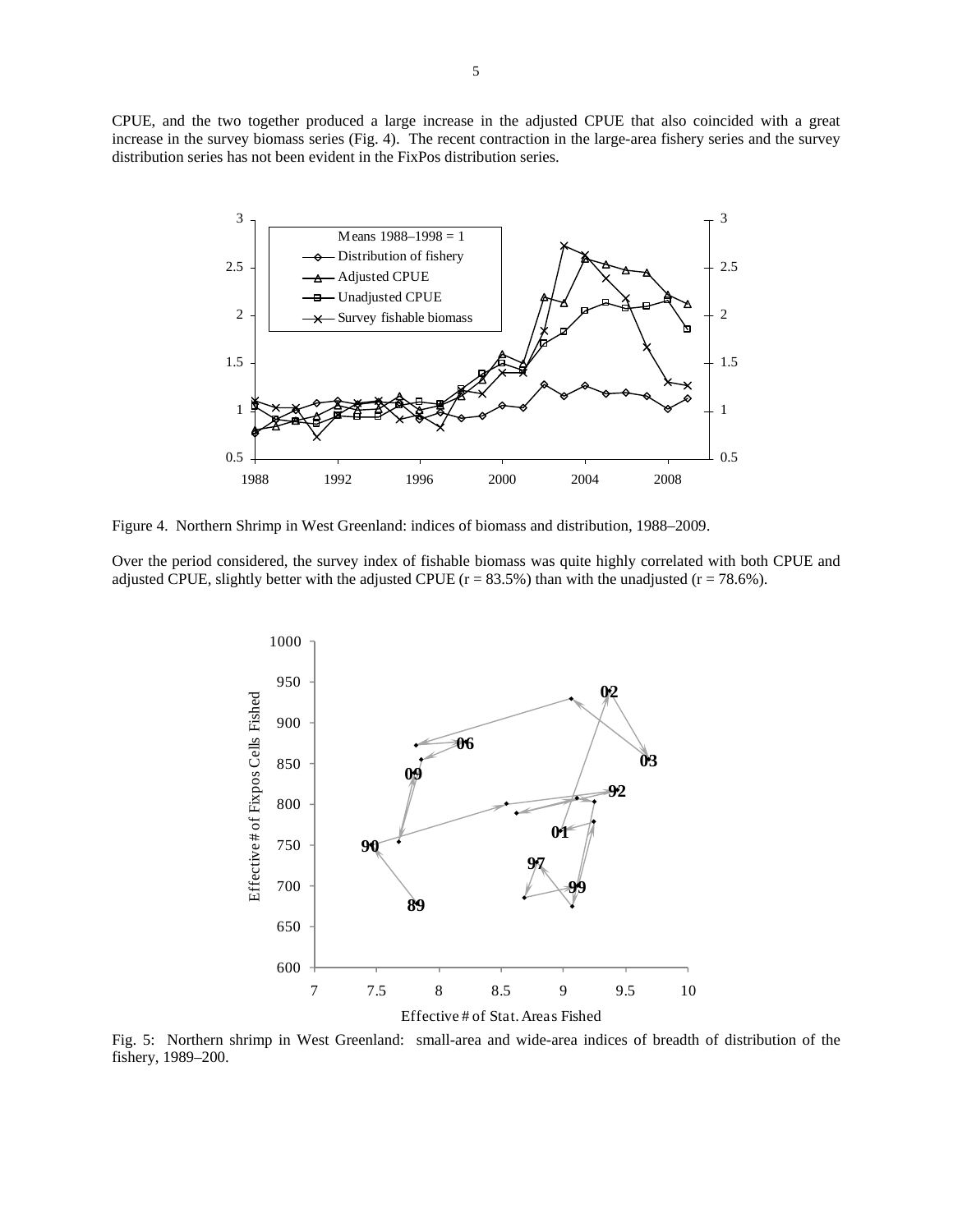CPUE, and the two together produced a large increase in the adjusted CPUE that also coincided with a great increase in the survey biomass series (Fig. 4). The recent contraction in the large-area fishery series and the survey distribution series has not been evident in the FixPos distribution series.

Figure 4. Northern Shrimp in West Greenland: indices of biomass and distribution, 1988–2009.

Over the period considered, the survey index of fishable biomass was quite highly correlated with both CPUE and adjusted CPUE, slightly better with the adjusted CPUE (r = 83.5%) than with the unadjusted (r = 78.6%).

Fig. 5: Northern shrimp in West Greenland: small-area and wide-area indices of breadth of distribution of the fishery, 1989–200.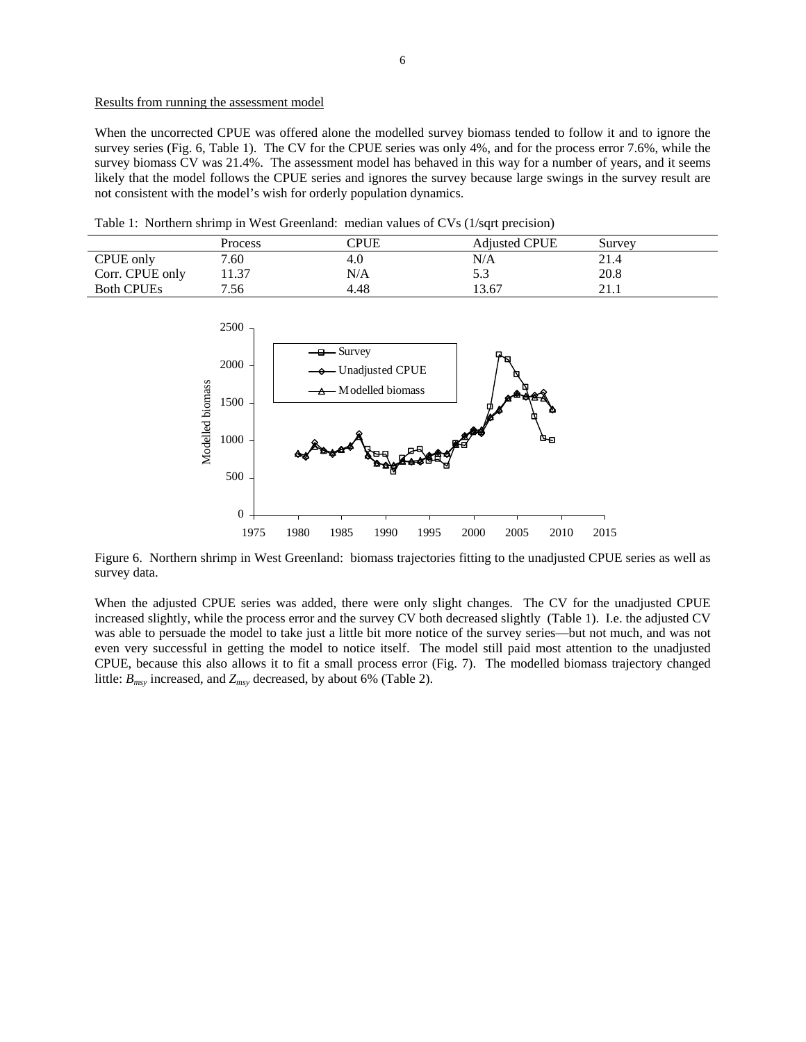Results from running the assessment model

When the uncorrected CPUE was offered alone the modelled survey biomass tended to follow it and to ignore the survey series (Fig. 6, Table 1). The CV for the CPUE series was only 4%, and for the process error 7.6%, while the survey biomass CV was 21.4%. The assessment model has behaved in this way for a number of years, and it seems likely that the model follows the CPUE series and ignores the survey because large swings in the survey result are not consistent with the model's wish for orderly population dynamics.

Table 1: Northern shrimp in West Greenland: median values of CVs (1/sqrt precision)

| | Process | CPUE | Adjusted CPUE | Survey |
|---|---|---|---|---|
| CPUE only | 7.60 | 4.0 | N/A | 21.4 |
| Corr. CPUE only | 11.37 | N/A | 5.3 | 20.8 |
| Both CPUEs | 7.56 | 4.48 | 13.67 | 21.1 |

Figure 6. Northern shrimp in West Greenland: biomass trajectories fitting to the unadjusted CPUE series as well as survey data.

When the adjusted CPUE series was added, there were only slight changes. The CV for the unadjusted CPUE increased slightly, while the process error and the survey CV both decreased slightly (Table 1). I.e. the adjusted CV was able to persuade the model to take just a little bit more notice of the survey series—but not much, and was not even very successful in getting the model to notice itself. The model still paid most attention to the unadjusted CPUE, because this also allows it to fit a small process error (Fig. 7). The modelled biomass trajectory changed little: $B_{msy}$ increased, and $Z_{msy}$ decreased, by about 6% (Table 2).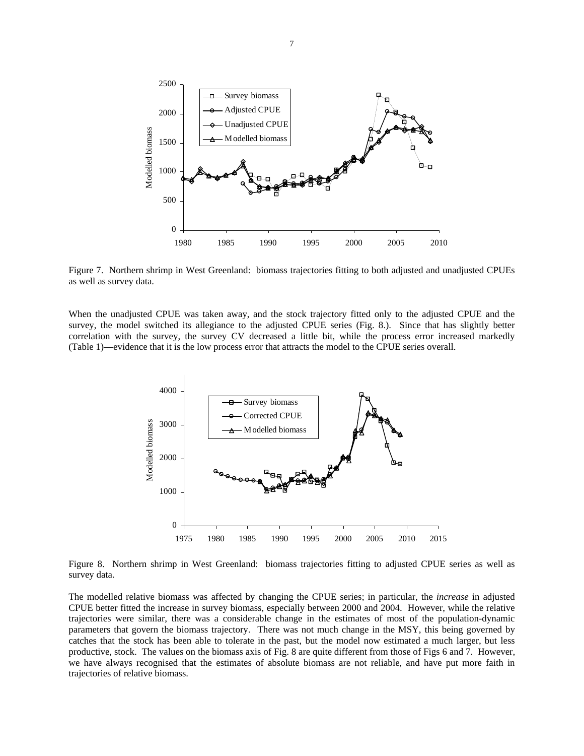Figure 7. Northern shrimp in West Greenland: biomass trajectories fitting to both adjusted and unadjusted CPUEs as well as survey data.

When the unadjusted CPUE was taken away, and the stock trajectory fitted only to the adjusted CPUE and the survey, the model switched its allegiance to the adjusted CPUE series (Fig. 8.). Since that has slightly better correlation with the survey, the survey CV decreased a little bit, while the process error increased markedly (Table 1)—evidence that it is the low process error that attracts the model to the CPUE series overall.

Figure 8. Northern shrimp in West Greenland: biomass trajectories fitting to adjusted CPUE series as well as survey data.

The modelled relative biomass was affected by changing the CPUE series; in particular, the *increase* in adjusted CPUE better fitted the increase in survey biomass, especially between 2000 and 2004. However, while the relative trajectories were similar, there was a considerable change in the estimates of most of the population-dynamic parameters that govern the biomass trajectory. There was not much change in the MSY, this being governed by catches that the stock has been able to tolerate in the past, but the model now estimated a much larger, but less productive, stock. The values on the biomass axis of Fig. 8 are quite different from those of Figs 6 and 7. However, we have always recognised that the estimates of absolute biomass are not reliable, and have put more faith in trajectories of relative biomass.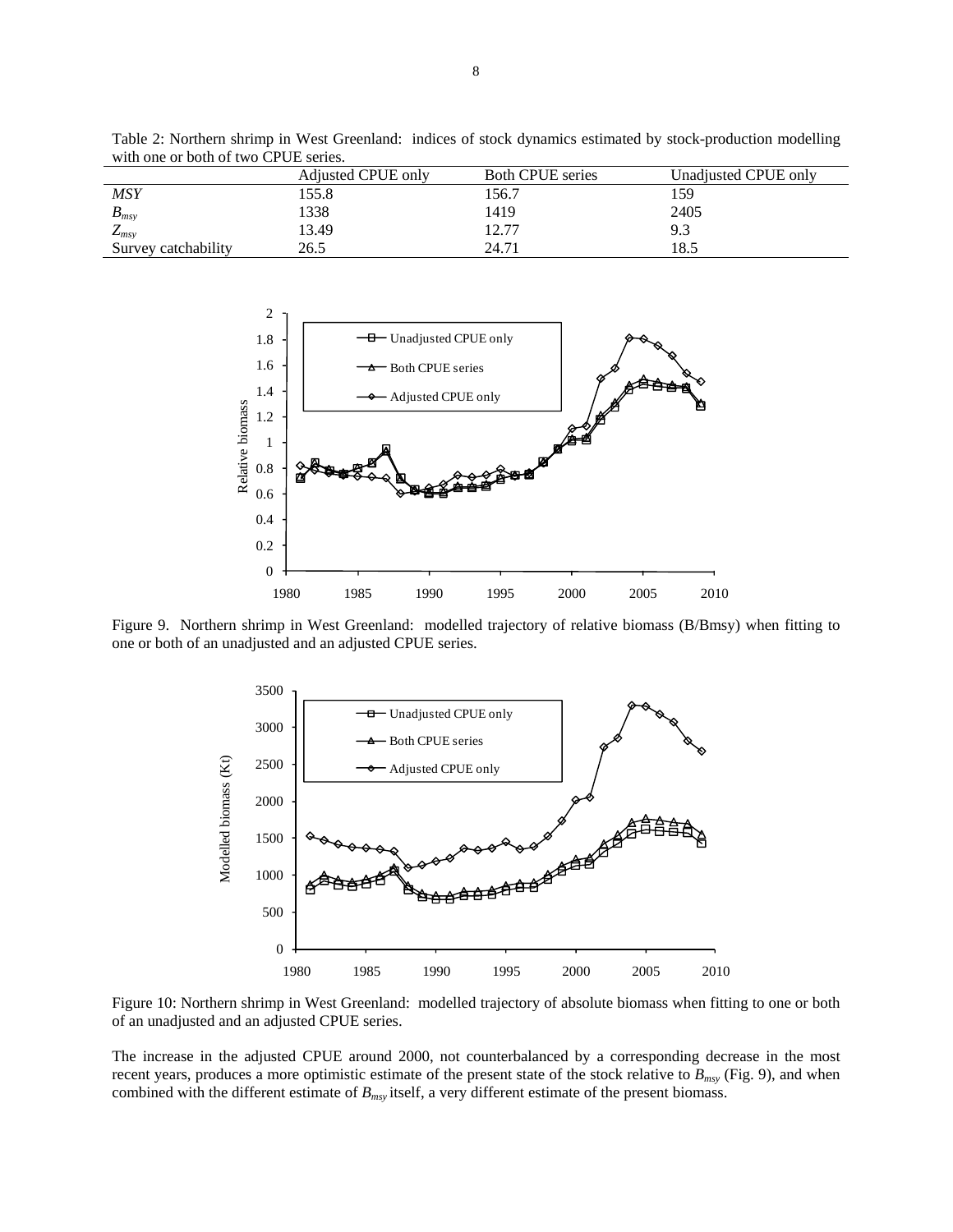Table 2: Northern shrimp in West Greenland: indices of stock dynamics estimated by stock-production modelling with one or both of two CPUE series.

| | Adjusted CPUE only | Both CPUE series | Unadjusted CPUE only |
|---|---|---|---|
| *MSY* | 155.8 | 156.7 | 159 |
| $B_{msy}$ | 1338 | 1419 | 2405 |
| $Z_{msy}$ | 13.49 | 12.77 | 9.3 |
| Survey catchability | 26.5 | 24.71 | 18.5 |

Figure 9. Northern shrimp in West Greenland: modelled trajectory of relative biomass (B/Bmsy) when fitting to one or both of an unadjusted and an adjusted CPUE series.

Figure 10: Northern shrimp in West Greenland: modelled trajectory of absolute biomass when fitting to one or both of an unadjusted and an adjusted CPUE series.

The increase in the adjusted CPUE around 2000, not counterbalanced by a corresponding decrease in the most recent years, produces a more optimistic estimate of the present state of the stock relative to $B_{msy}$ (Fig. 9), and when combined with the different estimate of $B_{msy}$ itself, a very different estimate of the present biomass.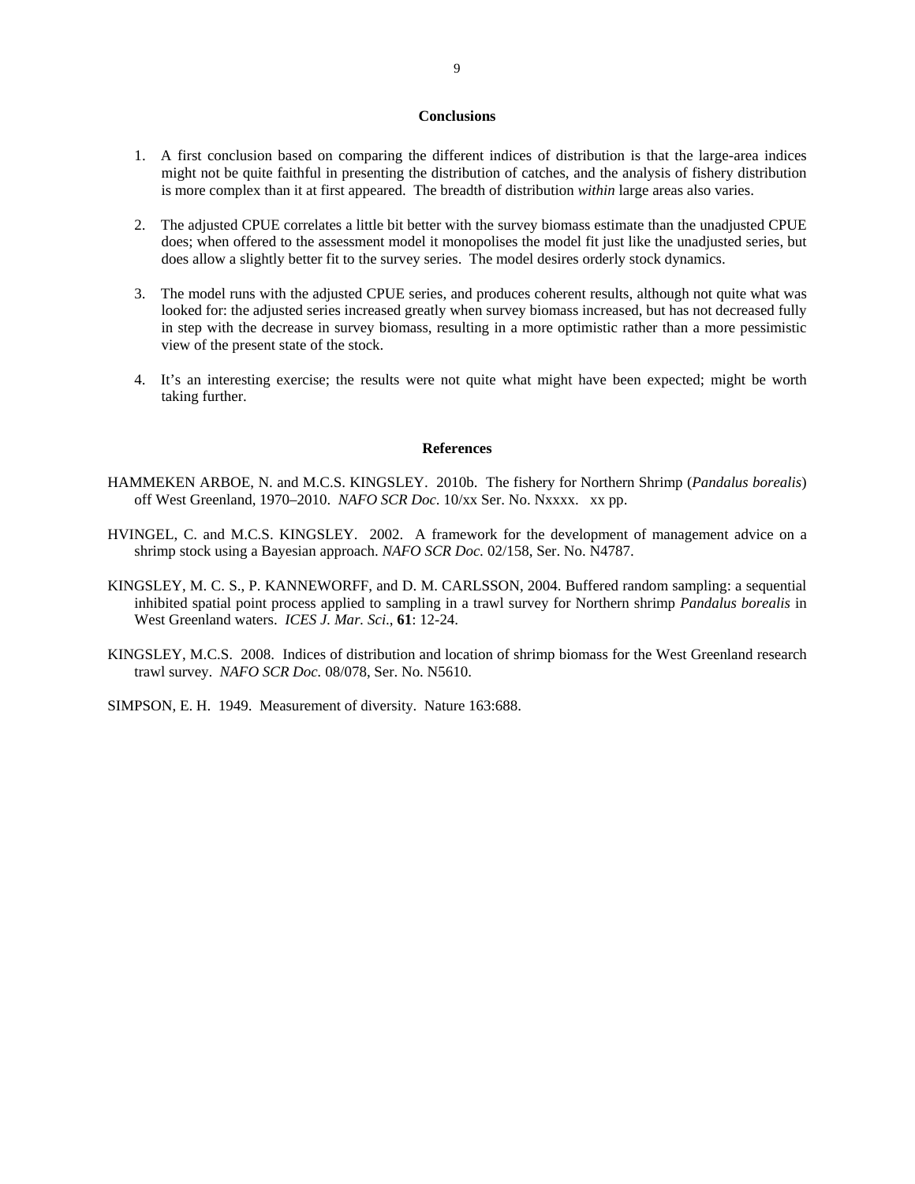## Conclusions

1. A first conclusion based on comparing the different indices of distribution is that the large-area indices might not be quite faithful in presenting the distribution of catches, and the analysis of fishery distribution is more complex than it at first appeared. The breadth of distribution *within* large areas also varies.

2. The adjusted CPUE correlates a little bit better with the survey biomass estimate than the unadjusted CPUE does; when offered to the assessment model it monopolises the model fit just like the unadjusted series, but does allow a slightly better fit to the survey series. The model desires orderly stock dynamics.

3. The model runs with the adjusted CPUE series, and produces coherent results, although not quite what was looked for: the adjusted series increased greatly when survey biomass increased, but has not decreased fully in step with the decrease in survey biomass, resulting in a more optimistic rather than a more pessimistic view of the present state of the stock.

4. It's an interesting exercise; the results were not quite what might have been expected; might be worth taking further.

## References

HAMMEKEN ARBOE, N. and M.C.S. KINGSLEY. 2010b. The fishery for Northern Shrimp (*Pandalus borealis*) off West Greenland, 1970–2010. *NAFO SCR Doc*. 10/xx Ser. No. Nxxxx. xx pp.

HVINGEL, C. and M.C.S. KINGSLEY. 2002. A framework for the development of management advice on a shrimp stock using a Bayesian approach. *NAFO SCR Doc*. 02/158, Ser. No. N4787.

KINGSLEY, M. C. S., P. KANNEWORFF, and D. M. CARLSSON, 2004. Buffered random sampling: a sequential inhibited spatial point process applied to sampling in a trawl survey for Northern shrimp *Pandalus borealis* in West Greenland waters. *ICES J. Mar. Sci*., **61**: 12-24.

KINGSLEY, M.C.S. 2008. Indices of distribution and location of shrimp biomass for the West Greenland research trawl survey. *NAFO SCR Doc.* 08/078, Ser. No. N5610.

SIMPSON, E. H. 1949. Measurement of diversity. Nature 163:688.